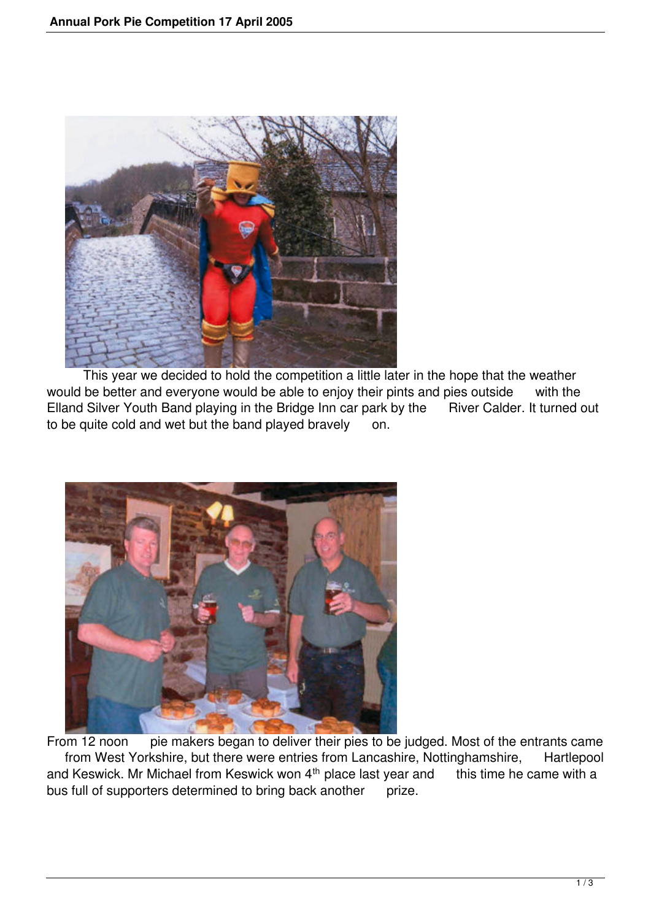This year we decided to hold the competition a little later in the hope that the weather would be better and everyone would be able to enjoy their pints and pies outside with the Elland Silver Youth Band playing in the Bridge Inn car park by the River Calder. It turned out to be quite cold and wet but the band played bravely on.

From 12 noon pie makers began to deliver their pies to be judged. Most of the entrants came from West Yorkshire, but there were entries from Lancashire, Nottinghamshire, Hartlepool and Keswick. Mr Michael from Keswick won 4th place last year and this time he came with a bus full of supporters determined to bring back another prize.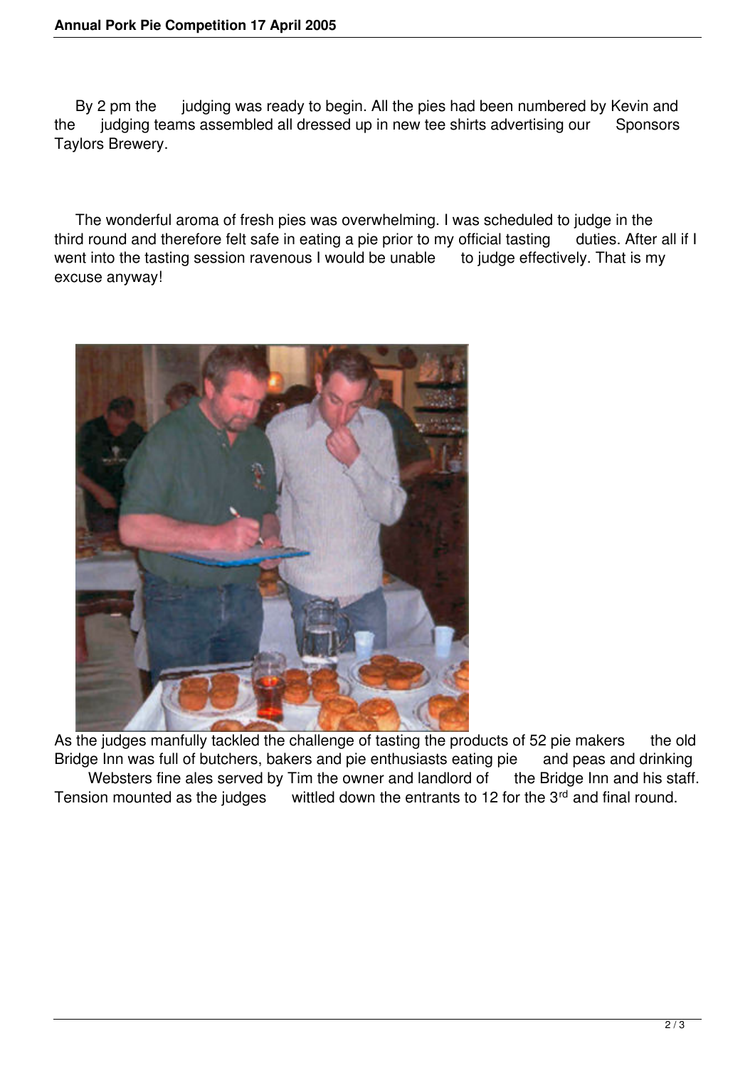By 2 pm the judging was ready to begin. All the pies had been numbered by Kevin and the judging teams assembled all dressed up in new tee shirts advertising our Sponsors Taylors Brewery.

The wonderful aroma of fresh pies was overwhelming. I was scheduled to judge in the third round and therefore felt safe in eating a pie prior to my official tasting duties. After all if I went into the tasting session ravenous I would be unable to judge effectively. That is my excuse anyway!

As the judges manfully tackled the challenge of tasting the products of 52 pie makers the old Bridge Inn was full of butchers, bakers and pie enthusiasts eating pie and peas and drinking Websters fine ales served by Tim the owner and landlord of the Bridge Inn and his staff. Tension mounted as the judges wittled down the entrants to 12 for the 3rd and final round.